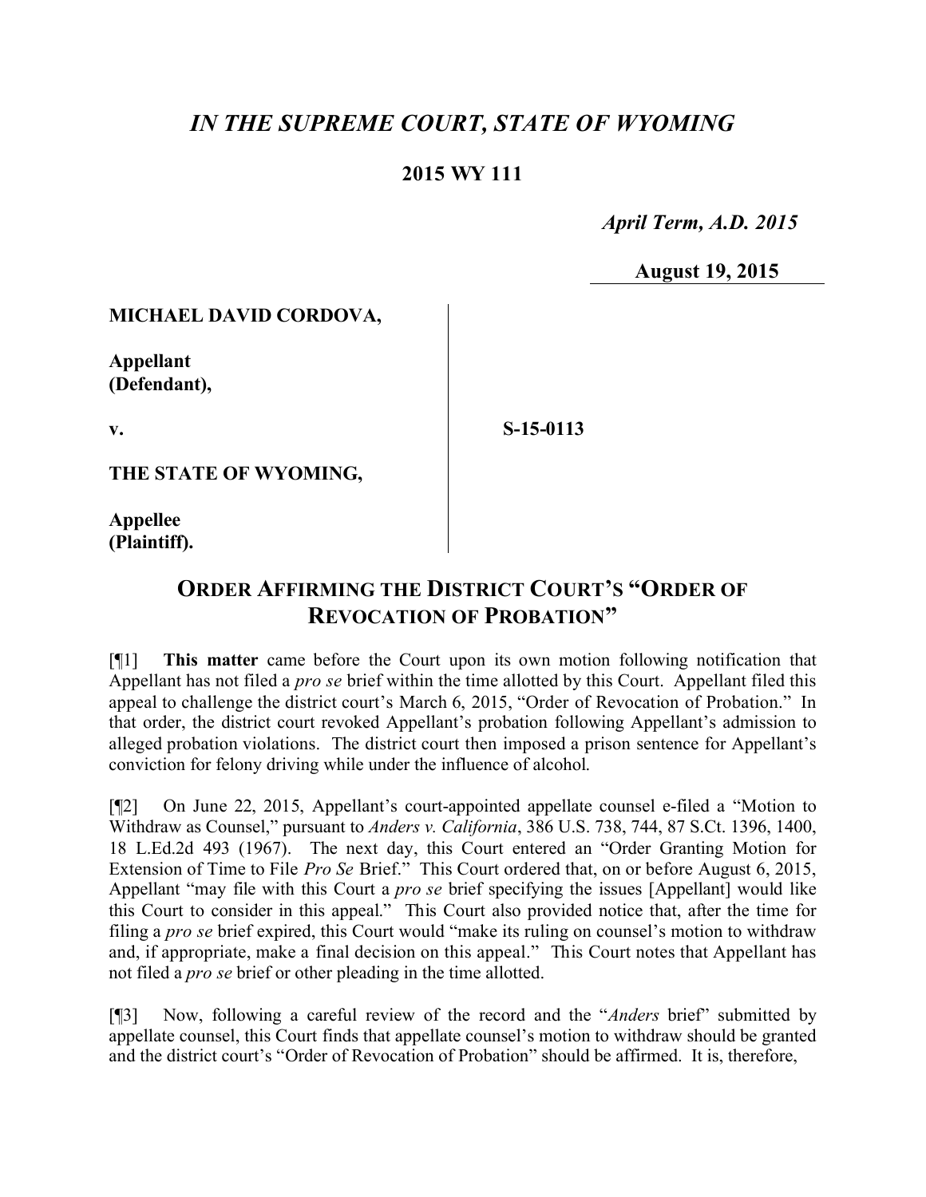# *IN THE SUPREME COURT, STATE OF WYOMING*

## 2015 WY 111

*April Term, A.D. 2015*

**August 19, 2015**

**MICHAEL DAVID CORDOVA,**

**Appellant (Defendant),**

**v.**

**S-15-0113**

**THE STATE OF WYOMING,**

**Appellee (Plaintiff).**

## ORDER AFFIRMING THE DISTRICT COURT'S "ORDER OF REVOCATION OF PROBATION"

[¶1] **This matter** came before the Court upon its own motion following notification that Appellant has not filed a *pro se* brief within the time allotted by this Court. Appellant filed this appeal to challenge the district court's March 6, 2015, "Order of Revocation of Probation." In that order, the district court revoked Appellant's probation following Appellant's admission to alleged probation violations. The district court then imposed a prison sentence for Appellant's conviction for felony driving while under the influence of alcohol.

[¶2] On June 22, 2015, Appellant's court-appointed appellate counsel e-filed a "Motion to Withdraw as Counsel," pursuant to *Anders v. California*, 386 U.S. 738, 744, 87 S.Ct. 1396, 1400, 18 L.Ed.2d 493 (1967). The next day, this Court entered an "Order Granting Motion for Extension of Time to File *Pro Se* Brief." This Court ordered that, on or before August 6, 2015, Appellant "may file with this Court a *pro se* brief specifying the issues [Appellant] would like this Court to consider in this appeal." This Court also provided notice that, after the time for filing a *pro se* brief expired, this Court would "make its ruling on counsel's motion to withdraw and, if appropriate, make a final decision on this appeal." This Court notes that Appellant has not filed a *pro se* brief or other pleading in the time allotted.

[¶3] Now, following a careful review of the record and the "*Anders* brief" submitted by appellate counsel, this Court finds that appellate counsel's motion to withdraw should be granted and the district court's "Order of Revocation of Probation" should be affirmed. It is, therefore,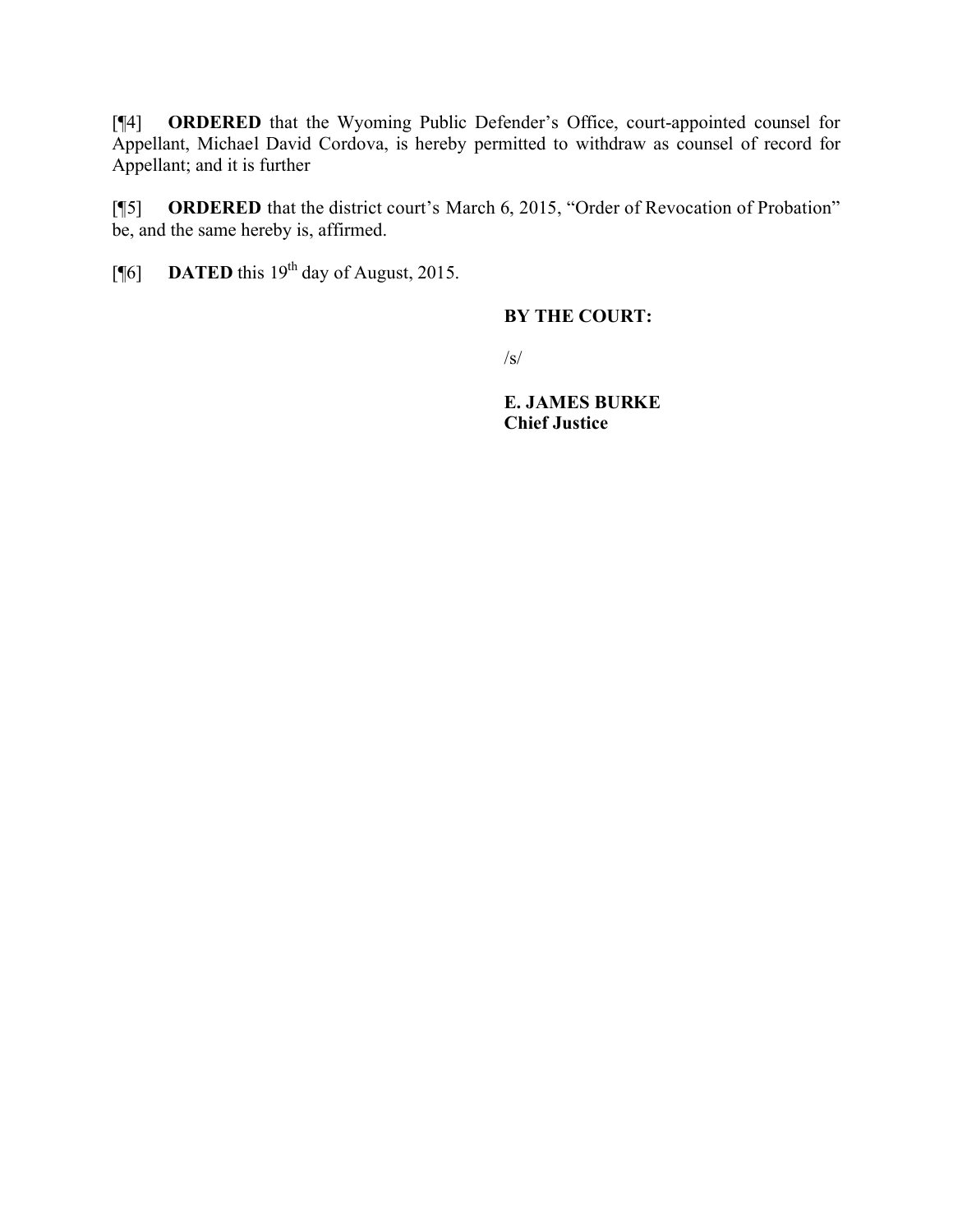[¶4] **ORDERED** that the Wyoming Public Defender's Office, court-appointed counsel for Appellant, Michael David Cordova, is hereby permitted to withdraw as counsel of record for Appellant; and it is further

[¶5] **ORDERED** that the district court's March 6, 2015, "Order of Revocation of Probation" be, and the same hereby is, affirmed.

[¶6] **DATED** this 19th day of August, 2015.

**BY THE COURT:**

/s/

**E. JAMES BURKE**
**Chief Justice**